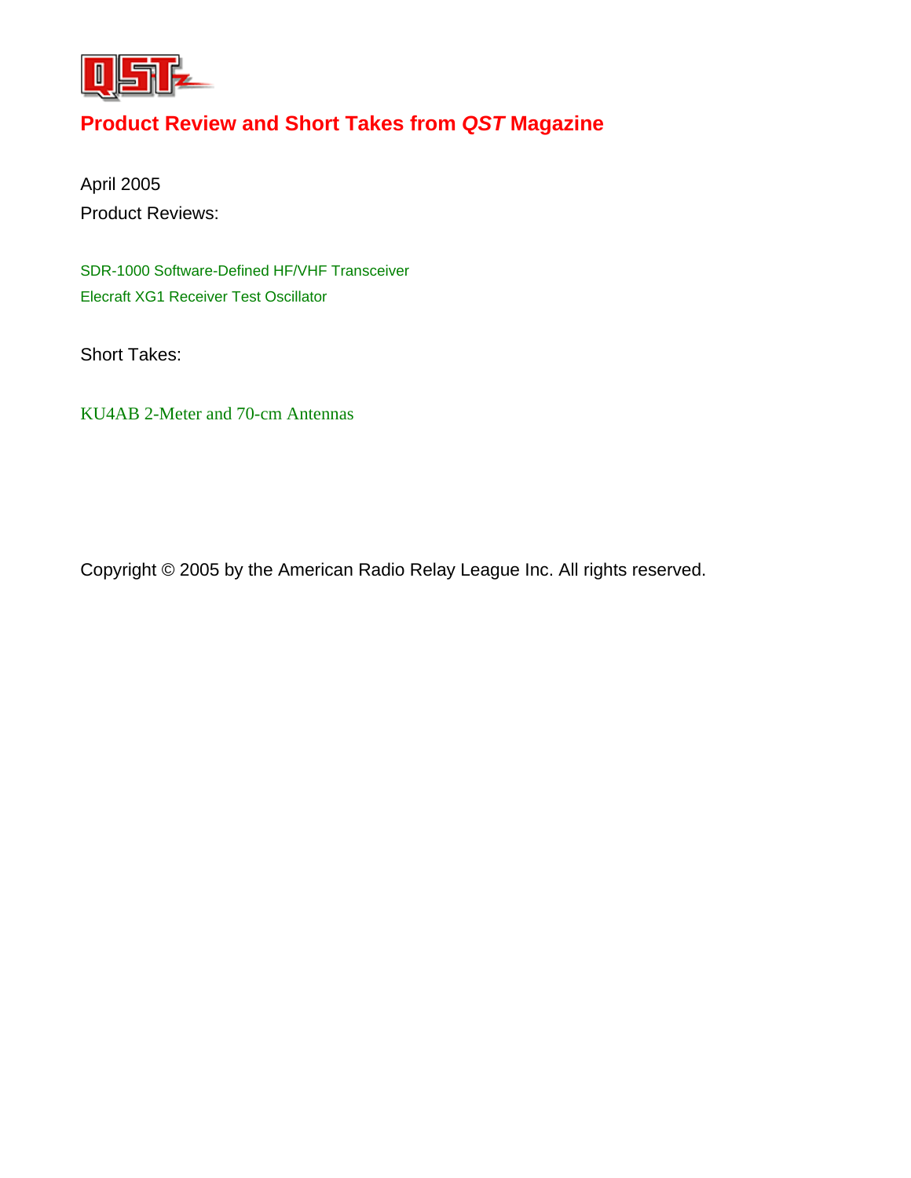# Product Review and Short Takes from *QST* Magazine

April 2005

Product Reviews:

SDR-1000 Software-Defined HF/VHF Transceiver

Elecraft XG1 Receiver Test Oscillator

Short Takes:

KU4AB 2-Meter and 70-cm Antennas

Copyright © 2005 by the American Radio Relay League Inc. All rights reserved.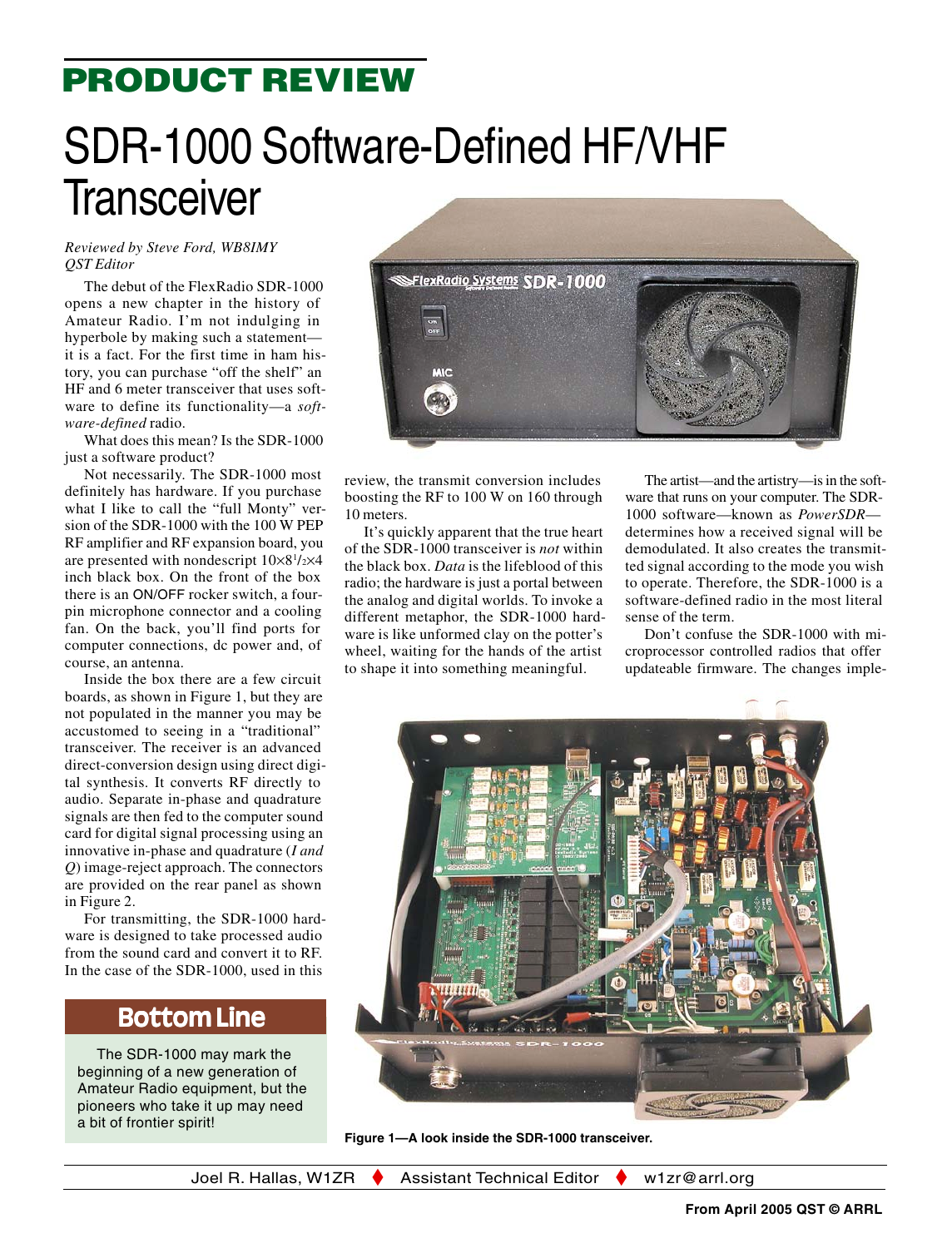# PRODUCT REVIEW

# SDR-1000 Software-Defined HF/VHF Transceiver

*Reviewed by Steve Ford, WB8IMY*
*QST Editor*

The debut of the FlexRadio SDR-1000 opens a new chapter in the history of Amateur Radio. I'm not indulging in hyperbole by making such a statement—it is a fact. For the first time in ham history, you can purchase "off the shelf" an HF and 6 meter transceiver that uses software to define its functionality—a *software-defined* radio.

What does this mean? Is the SDR-1000 just a software product?

Not necessarily. The SDR-1000 most definitely has hardware. If you purchase what I like to call the "full Monty" version of the SDR-1000 with the 100 W PEP RF amplifier and RF expansion board, you are presented with nondescript 10×8½×4 inch black box. On the front of the box there is an ON/OFF rocker switch, a four-pin microphone connector and a cooling fan. On the back, you'll find ports for computer connections, dc power and, of course, an antenna.

Inside the box there are a few circuit boards, as shown in Figure 1, but they are not populated in the manner you may be accustomed to seeing in a "traditional" transceiver. The receiver is an advanced direct-conversion design using direct digital synthesis. It converts RF directly to audio. Separate in-phase and quadrature signals are then fed to the computer sound card for digital signal processing using an innovative in-phase and quadrature (*I and Q*) image-reject approach. The connectors are provided on the rear panel as shown in Figure 2.

For transmitting, the SDR-1000 hardware is designed to take processed audio from the sound card and convert it to RF. In the case of the SDR-1000, used in this review, the transmit conversion includes boosting the RF to 100 W on 160 through 10 meters.

It's quickly apparent that the true heart of the SDR-1000 transceiver is *not* within the black box. *Data* is the lifeblood of this radio; the hardware is just a portal between the analog and digital worlds. To invoke a different metaphor, the SDR-1000 hardware is like unformed clay on the potter's wheel, waiting for the hands of the artist to shape it into something meaningful.

The artist—and the artistry—is in the software that runs on your computer. The SDR-1000 software—known as *PowerSDR*—determines how a received signal will be demodulated. It also creates the transmitted signal according to the mode you wish to operate. Therefore, the SDR-1000 is a software-defined radio in the most literal sense of the term.

Don't confuse the SDR-1000 with microprocessor controlled radios that offer updateable firmware. The changes imple-

## Bottom Line

The SDR-1000 may mark the beginning of a new generation of Amateur Radio equipment, but the pioneers who take it up may need a bit of frontier spirit!

**Figure 1—A look inside the SDR-1000 transceiver.**

Joel R. Hallas, W1ZR ♦ Assistant Technical Editor ♦ w1zr@arrl.org

**From April 2005 QST © ARRL**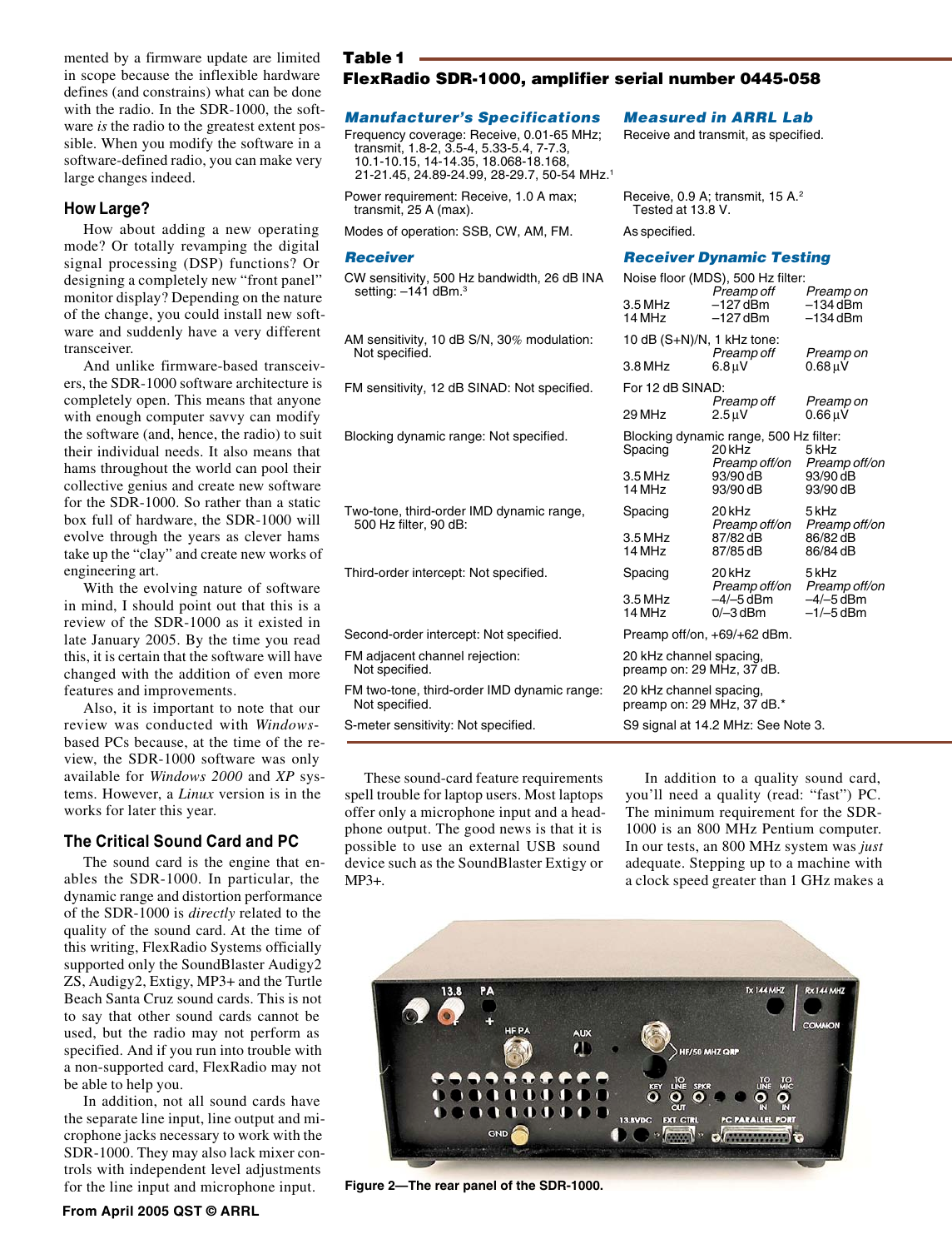mented by a firmware update are limited in scope because the inflexible hardware defines (and constrains) what can be done with the radio. In the SDR-1000, the software *is* the radio to the greatest extent possible. When you modify the software in a software-defined radio, you can make very large changes indeed.

## How Large?

How about adding a new operating mode? Or totally revamping the digital signal processing (DSP) functions? Or designing a completely new "front panel" monitor display? Depending on the nature of the change, you could install new software and suddenly have a very different transceiver.

And unlike firmware-based transceivers, the SDR-1000 software architecture is completely open. This means that anyone with enough computer savvy can modify the software (and, hence, the radio) to suit their individual needs. It also means that hams throughout the world can pool their collective genius and create new software for the SDR-1000. So rather than a static box full of hardware, the SDR-1000 will evolve through the years as clever hams take up the "clay" and create new works of engineering art.

With the evolving nature of software in mind, I should point out that this is a review of the SDR-1000 as it existed in late January 2005. By the time you read this, it is certain that the software will have changed with the addition of even more features and improvements.

Also, it is important to note that our review was conducted with *Windows*-based PCs because, at the time of the review, the SDR-1000 software was only available for *Windows 2000* and *XP* systems. However, a *Linux* version is in the works for later this year.

## The Critical Sound Card and PC

The sound card is the engine that enables the SDR-1000. In particular, the dynamic range and distortion performance of the SDR-1000 is *directly* related to the quality of the sound card. At the time of this writing, FlexRadio Systems officially supported only the SoundBlaster Audigy2 ZS, Audigy2, Extigy, MP3+ and the Turtle Beach Santa Cruz sound cards. This is not to say that other sound cards cannot be used, but the radio may not perform as specified. And if you run into trouble with a non-supported card, FlexRadio may not be able to help you.

In addition, not all sound cards have the separate line input, line output and microphone jacks necessary to work with the SDR-1000. They may also lack mixer controls with independent level adjustments for the line input and microphone input.

**Table 1**
**FlexRadio SDR-1000, amplifier serial number 0445-058**

| *Manufacturer's Specifications* | *Measured in ARRL Lab* |
|---|---|
| Frequency coverage: Receive, 0.01-65 MHz; transmit, 1.8-2, 3.5-4, 5.33-5.4, 7-7.3, 10.1-10.15, 14-14.35, 18.068-18.168, 21-21.45, 24.89-24.99, 28-29.7, 50-54 MHz.[1] | Receive and transmit, as specified. |
| Power requirement: Receive, 1.0 A max; transmit, 25 A (max). | Receive, 0.9 A; transmit, 15 A.[2] Tested at 13.8 V. |
| Modes of operation: SSB, CW, AM, FM. | As specified. |
| ***Receiver*** | ***Receiver Dynamic Testing*** |
| CW sensitivity, 500 Hz bandwidth, 26 dB INA setting: –141 dBm.[3] | Noise floor (MDS), 500 Hz filter: *Preamp off* / *Preamp on*; 3.5 MHz –127 dBm / –134 dBm; 14 MHz –127 dBm / –134 dBm |
| AM sensitivity, 10 dB S/N, 30% modulation: Not specified. | 10 dB (S+N)/N, 1 kHz tone: *Preamp off* / *Preamp on*; 3.8 MHz 6.8 µV / 0.68 µV |
| FM sensitivity, 12 dB SINAD: Not specified. | For 12 dB SINAD: *Preamp off* / *Preamp on*; 29 MHz 2.5 µV / 0.66 µV |
| Blocking dynamic range: Not specified. | Blocking dynamic range, 500 Hz filter: Spacing 20 kHz *Preamp off/on* / 5 kHz *Preamp off/on*; 3.5 MHz 93/90 dB / 93/90 dB; 14 MHz 93/90 dB / 93/90 dB |
| Two-tone, third-order IMD dynamic range, 500 Hz filter, 90 dB: | Spacing 20 kHz *Preamp off/on* / 5 kHz *Preamp off/on*; 3.5 MHz 87/82 dB / 86/82 dB; 14 MHz 87/85 dB / 86/84 dB |
| Third-order intercept: Not specified. | Spacing 20 kHz *Preamp off/on* / 5 kHz *Preamp off/on*; 3.5 MHz –4/–5 dBm / –4/–5 dBm; 14 MHz 0/–3 dBm / –1/–5 dBm |
| Second-order intercept: Not specified. | Preamp off/on, +69/+62 dBm. |
| FM adjacent channel rejection: Not specified. | 20 kHz channel spacing, preamp on: 29 MHz, 37 dB. |
| FM two-tone, third-order IMD dynamic range: Not specified. | 20 kHz channel spacing, preamp on: 29 MHz, 37 dB.* |
| S-meter sensitivity: Not specified. | S9 signal at 14.2 MHz: See Note 3. |

These sound-card feature requirements spell trouble for laptop users. Most laptops offer only a microphone input and a headphone output. The good news is that it is possible to use an external USB sound device such as the SoundBlaster Extigy or MP3+.

In addition to a quality sound card, you'll need a quality (read: "fast") PC. The minimum requirement for the SDR-1000 is an 800 MHz Pentium computer. In our tests, an 800 MHz system was *just* adequate. Stepping up to a machine with a clock speed greater than 1 GHz makes a

**Figure 2—The rear panel of the SDR-1000.**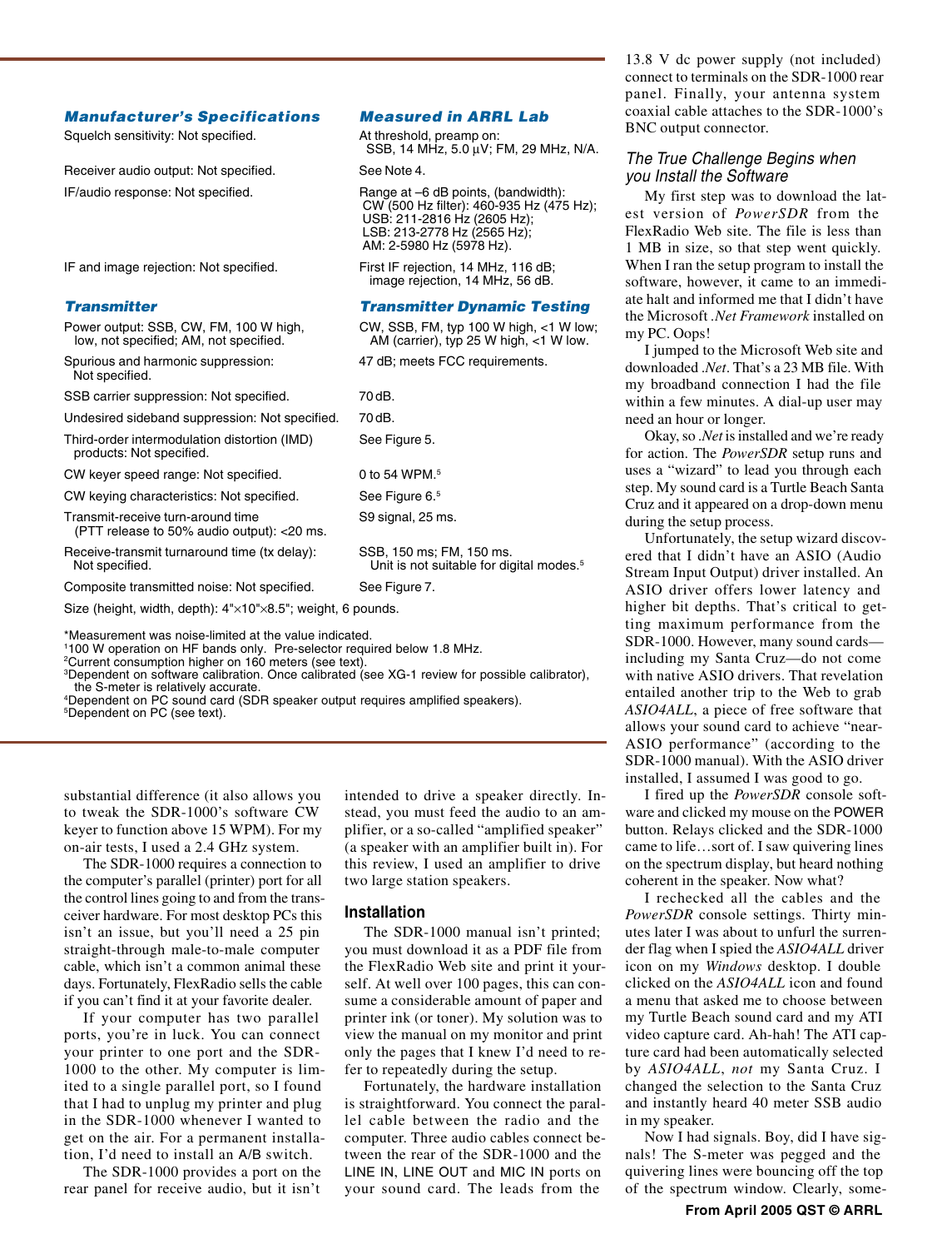| Manufacturer's Specifications | Measured in ARRL Lab |
|---|---|
| Squelch sensitivity: Not specified. | At threshold, preamp on: SSB, 14 MHz, 5.0 µV; FM, 29 MHz, N/A. |
| Receiver audio output: Not specified. | See Note 4. |
| IF/audio response: Not specified. | Range at –6 dB points, (bandwidth): CW (500 Hz filter): 460-935 Hz (475 Hz); USB: 211-2816 Hz (2605 Hz); LSB: 213-2778 Hz (2565 Hz); AM: 2-5980 Hz (5978 Hz). |
| IF and image rejection: Not specified. | First IF rejection, 14 MHz, 116 dB; image rejection, 14 MHz, 56 dB. |
| ***Transmitter*** | ***Transmitter Dynamic Testing*** |
| Power output: SSB, CW, FM, 100 W high, low, not specified; AM, not specified. | CW, SSB, FM, typ 100 W high, <1 W low; AM (carrier), typ 25 W high, <1 W low. |
| Spurious and harmonic suppression: Not specified. | 47 dB; meets FCC requirements. |
| SSB carrier suppression: Not specified. | 70 dB. |
| Undesired sideband suppression: Not specified. | 70 dB. |
| Third-order intermodulation distortion (IMD) products: Not specified. | See Figure 5. |
| CW keyer speed range: Not specified. | 0 to 54 WPM.[5] |
| CW keying characteristics: Not specified. | See Figure 6.[5] |
| Transmit-receive turn-around time (PTT release to 50% audio output): <20 ms. | S9 signal, 25 ms. |
| Receive-transmit turnaround time (tx delay): Not specified. | SSB, 150 ms; FM, 150 ms. Unit is not suitable for digital modes.[5] |
| Composite transmitted noise: Not specified. | See Figure 7. |

Size (height, width, depth): 4"×10"×8.5"; weight, 6 pounds.

*Measurement was noise-limited at the value indicated.
[1]100 W operation on HF bands only. Pre-selector required below 1.8 MHz.
[2]Current consumption higher on 160 meters (see text).
[3]Dependent on software calibration. Once calibrated (see XG-1 review for possible calibrator), the S-meter is relatively accurate.
[4]Dependent on PC sound card (SDR speaker output requires amplified speakers).
[5]Dependent on PC (see text).

substantial difference (it also allows you to tweak the SDR-1000's software CW keyer to function above 15 WPM). For my on-air tests, I used a 2.4 GHz system.

The SDR-1000 requires a connection to the computer's parallel (printer) port for all the control lines going to and from the transceiver hardware. For most desktop PCs this isn't an issue, but you'll need a 25 pin straight-through male-to-male computer cable, which isn't a common animal these days. Fortunately, FlexRadio sells the cable if you can't find it at your favorite dealer.

If your computer has two parallel ports, you're in luck. You can connect your printer to one port and the SDR-1000 to the other. My computer is limited to a single parallel port, so I found that I had to unplug my printer and plug in the SDR-1000 whenever I wanted to get on the air. For a permanent installation, I'd need to install an A/B switch.

The SDR-1000 provides a port on the rear panel for receive audio, but it isn't intended to drive a speaker directly. Instead, you must feed the audio to an amplifier, or a so-called "amplified speaker" (a speaker with an amplifier built in). For this review, I used an amplifier to drive two large station speakers.

## Installation

The SDR-1000 manual isn't printed; you must download it as a PDF file from the FlexRadio Web site and print it yourself. At well over 100 pages, this can consume a considerable amount of paper and printer ink (or toner). My solution was to view the manual on my monitor and print only the pages that I knew I'd need to refer to repeatedly during the setup.

Fortunately, the hardware installation is straightforward. You connect the parallel cable between the radio and the computer. Three audio cables connect between the rear of the SDR-1000 and the LINE IN, LINE OUT and MIC IN ports on your sound card. The leads from the 13.8 V dc power supply (not included) connect to terminals on the SDR-1000 rear panel. Finally, your antenna system coaxial cable attaches to the SDR-1000's BNC output connector.

## *The True Challenge Begins when you Install the Software*

My first step was to download the latest version of *PowerSDR* from the FlexRadio Web site. The file is less than 1 MB in size, so that step went quickly. When I ran the setup program to install the software, however, it came to an immediate halt and informed me that I didn't have the Microsoft *.Net Framework* installed on my PC. Oops!

I jumped to the Microsoft Web site and downloaded *.Net*. That's a 23 MB file. With my broadband connection I had the file within a few minutes. A dial-up user may need an hour or longer.

Okay, so *.Net* is installed and we're ready for action. The *PowerSDR* setup runs and uses a "wizard" to lead you through each step. My sound card is a Turtle Beach Santa Cruz and it appeared on a drop-down menu during the setup process.

Unfortunately, the setup wizard discovered that I didn't have an ASIO (Audio Stream Input Output) driver installed. An ASIO driver offers lower latency and higher bit depths. That's critical to getting maximum performance from the SDR-1000. However, many sound cards—including my Santa Cruz—do not come with native ASIO drivers. That revelation entailed another trip to the Web to grab *ASIO4ALL*, a piece of free software that allows your sound card to achieve "near-ASIO performance" (according to the SDR-1000 manual). With the ASIO driver installed, I assumed I was good to go.

I fired up the *PowerSDR* console software and clicked my mouse on the POWER button. Relays clicked and the SDR-1000 came to life…sort of. I saw quivering lines on the spectrum display, but heard nothing coherent in the speaker. Now what?

I rechecked all the cables and the *PowerSDR* console settings. Thirty minutes later I was about to unfurl the surrender flag when I spied the *ASIO4ALL* driver icon on my *Windows* desktop. I double clicked on the *ASIO4ALL* icon and found a menu that asked me to choose between my Turtle Beach sound card and my ATI video capture card. Ah-hah! The ATI capture card had been automatically selected by *ASIO4ALL*, *not* my Santa Cruz. I changed the selection to the Santa Cruz and instantly heard 40 meter SSB audio in my speaker.

Now I had signals. Boy, did I have signals! The S-meter was pegged and the quivering lines were bouncing off the top of the spectrum window. Clearly, some-

**From April 2005 QST © ARRL**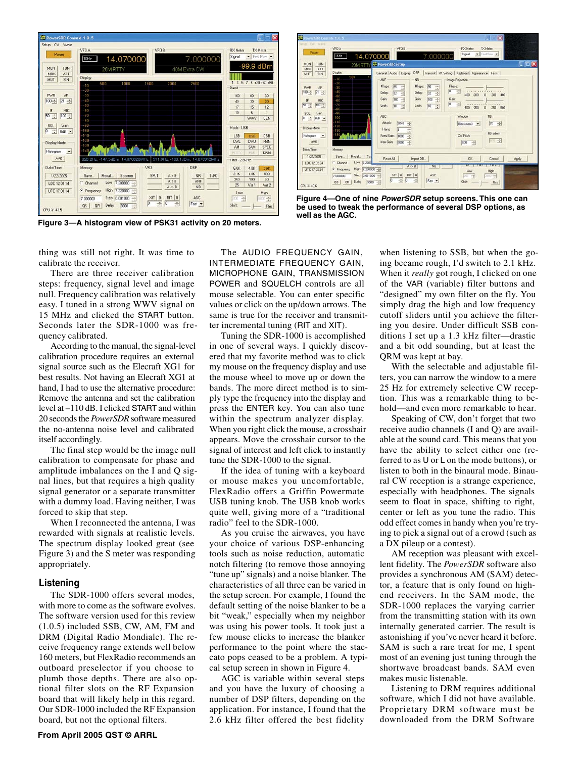Figure 3—A histogram view of PSK31 activity on 20 meters.

Figure 4—One of nine *PowerSDR* setup screens. This one can be used to tweak the performance of several DSP options, as well as the AGC.

thing was still not right. It was time to calibrate the receiver.

There are three receiver calibration steps: frequency, signal level and image null. Frequency calibration was relatively easy. I tuned in a strong WWV signal on 15 MHz and clicked the START button. Seconds later the SDR-1000 was frequency calibrated.

According to the manual, the signal-level calibration procedure requires an external signal source such as the Elecraft XG1 for best results. Not having an Elecraft XG1 at hand, I had to use the alternative procedure: Remove the antenna and set the calibration level at –110 dB. I clicked START and within 20 seconds the *PowerSDR* software measured the no-antenna noise level and calibrated itself accordingly.

The final step would be the image null calibration to compensate for phase and amplitude imbalances on the I and Q signal lines, but that requires a high quality signal generator or a separate transmitter with a dummy load. Having neither, I was forced to skip that step.

When I reconnected the antenna, I was rewarded with signals at realistic levels. The spectrum display looked great (see Figure 3) and the S meter was responding appropriately.

## Listening

The SDR-1000 offers several modes, with more to come as the software evolves. The software version used for this review (1.0.5) included SSB, CW, AM, FM and DRM (Digital Radio Mondiale). The receive frequency range extends well below 160 meters, but FlexRadio recommends an outboard preselector if you continue to plumb those depths. There are also optional filter slots on the RF Expansion board that will likely help in this regard. Our SDR-1000 included the RF Expansion board, but not the optional filters.

The AUDIO FREQUENCY GAIN, INTERMEDIATE FREQUENCY GAIN, MICROPHONE GAIN, TRANSMISSION POWER and SQUELCH controls are all mouse selectable. You can enter specific values or click on the up/down arrows. The same is true for the receiver and transmitter incremental tuning (RIT and XIT).

Tuning the SDR-1000 is accomplished in one of several ways. I quickly discovered that my favorite method was to click my mouse on the frequency display and use the mouse wheel to move up or down the bands. The more direct method is to simply type the frequency into the display and press the ENTER key. You can also tune within the spectrum analyzer display. When you right click the mouse, a crosshair appears. Move the crosshair cursor to the signal of interest and left click to instantly tune the SDR-1000 to the signal.

If the idea of tuning with a keyboard or mouse makes you uncomfortable, FlexRadio offers a Griffin Powermate USB tuning knob. The USB knob works quite well, giving more of a "traditional radio" feel to the SDR-1000.

As you cruise the airwaves, you have your choice of various DSP-enhancing tools such as noise reduction, automatic notch filtering (to remove those annoying "tune up" signals) and a noise blanker. The characteristics of all three can be varied in the setup screen. For example, I found the default setting of the noise blanker to be a bit "weak," especially when my neighbor was using his power tools. It took just a few mouse clicks to increase the blanker performance to the point where the staccato pops ceased to be a problem. A typical setup screen in shown in Figure 4.

AGC is variable within several steps and you have the luxury of choosing a number of DSP filters, depending on the application. For instance, I found that the 2.6 kHz filter offered the best fidelity when listening to SSB, but when the going became rough, I'd switch to 2.1 kHz. When it *really* got rough, I clicked on one of the VAR (variable) filter buttons and "designed" my own filter on the fly. You simply drag the high and low frequency cutoff sliders until you achieve the filtering you desire. Under difficult SSB conditions I set up a 1.3 kHz filter—drastic and a bit odd sounding, but at least the QRM was kept at bay.

With the selectable and adjustable filters, you can narrow the window to a mere 25 Hz for extremely selective CW reception. This was a remarkable thing to behold—and even more remarkable to hear.

Speaking of CW, don't forget that two receive audio channels (I and Q) are available at the sound card. This means that you have the ability to select either one (referred to as U or L on the mode buttons), or listen to both in the binaural mode. Binaural CW reception is a strange experience, especially with headphones. The signals seem to float in space, shifting to right, center or left as you tune the radio. This odd effect comes in handy when you're trying to pick a signal out of a crowd (such as a DX pileup or a contest).

AM reception was pleasant with excellent fidelity. The *PowerSDR* software also provides a synchronous AM (SAM) detector, a feature that is only found on high-end receivers. In the SAM mode, the SDR-1000 replaces the varying carrier from the transmitting station with its own internally generated carrier. The result is astonishing if you've never heard it before. SAM is such a rare treat for me, I spent most of an evening just tuning through the shortwave broadcast bands. SAM even makes music listenable.

Listening to DRM requires additional software, which I did not have available. Proprietary DRM software must be downloaded from the DRM Software

From April 2005 QST © ARRL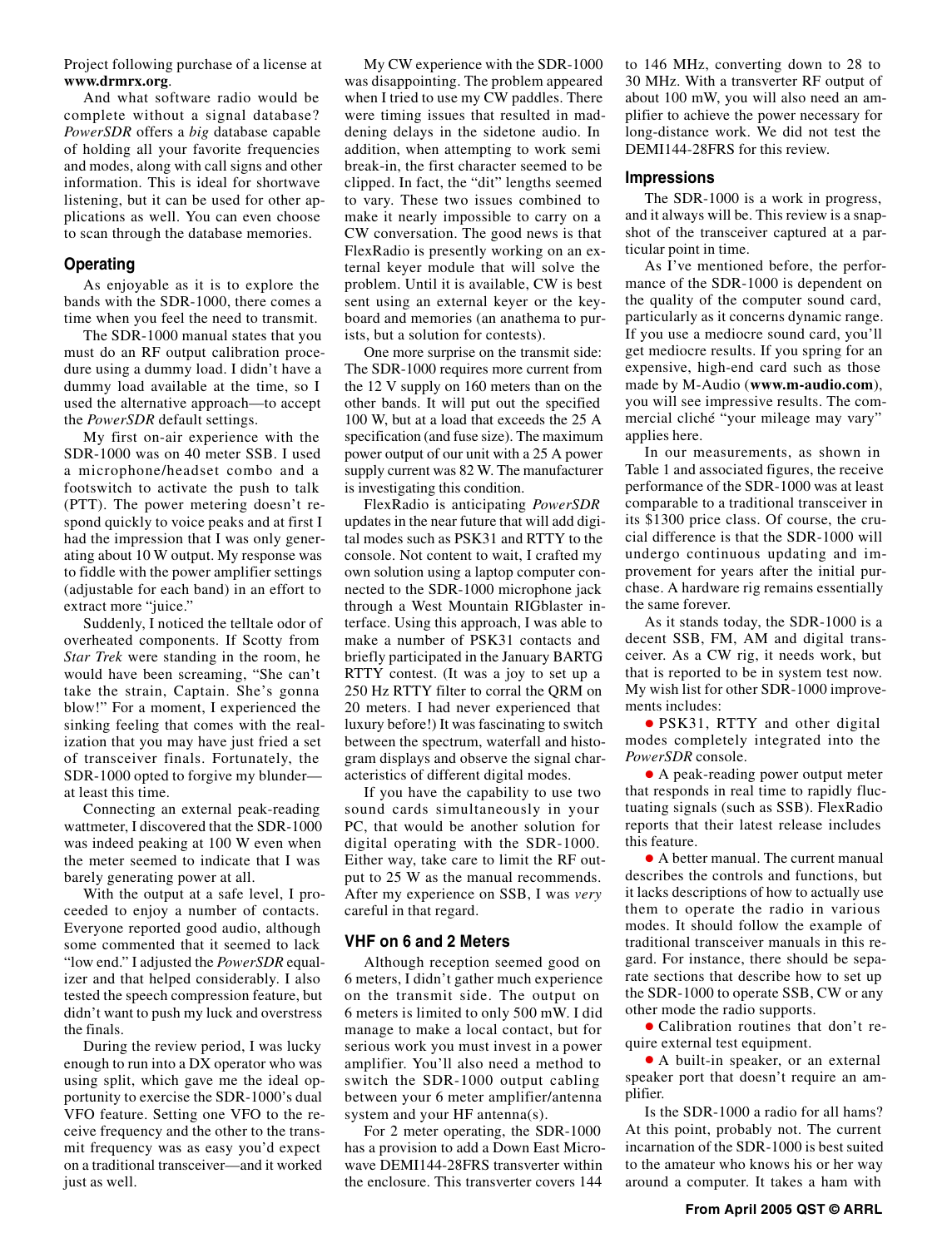Project following purchase of a license at **www.drmrx.org**.

And what software radio would be complete without a signal database? *PowerSDR* offers a *big* database capable of holding all your favorite frequencies and modes, along with call signs and other information. This is ideal for shortwave listening, but it can be used for other applications as well. You can even choose to scan through the database memories.

### Operating

As enjoyable as it is to explore the bands with the SDR-1000, there comes a time when you feel the need to transmit.

The SDR-1000 manual states that you must do an RF output calibration procedure using a dummy load. I didn't have a dummy load available at the time, so I used the alternative approach—to accept the *PowerSDR* default settings.

My first on-air experience with the SDR-1000 was on 40 meter SSB. I used a microphone/headset combo and a footswitch to activate the push to talk (PTT). The power metering doesn't respond quickly to voice peaks and at first I had the impression that I was only generating about 10 W output. My response was to fiddle with the power amplifier settings (adjustable for each band) in an effort to extract more "juice."

Suddenly, I noticed the telltale odor of overheated components. If Scotty from *Star Trek* were standing in the room, he would have been screaming, "She can't take the strain, Captain. She's gonna blow!" For a moment, I experienced the sinking feeling that comes with the realization that you may have just fried a set of transceiver finals. Fortunately, the SDR-1000 opted to forgive my blunder—at least this time.

Connecting an external peak-reading wattmeter, I discovered that the SDR-1000 was indeed peaking at 100 W even when the meter seemed to indicate that I was barely generating power at all.

With the output at a safe level, I proceeded to enjoy a number of contacts. Everyone reported good audio, although some commented that it seemed to lack "low end." I adjusted the *PowerSDR* equalizer and that helped considerably. I also tested the speech compression feature, but didn't want to push my luck and overstress the finals.

During the review period, I was lucky enough to run into a DX operator who was using split, which gave me the ideal opportunity to exercise the SDR-1000's dual VFO feature. Setting one VFO to the receive frequency and the other to the transmit frequency was as easy you'd expect on a traditional transceiver—and it worked just as well.

My CW experience with the SDR-1000 was disappointing. The problem appeared when I tried to use my CW paddles. There were timing issues that resulted in maddening delays in the sidetone audio. In addition, when attempting to work semi break-in, the first character seemed to be clipped. In fact, the "dit" lengths seemed to vary. These two issues combined to make it nearly impossible to carry on a CW conversation. The good news is that FlexRadio is presently working on an external keyer module that will solve the problem. Until it is available, CW is best sent using an external keyer or the keyboard and memories (an anathema to purists, but a solution for contests).

One more surprise on the transmit side: The SDR-1000 requires more current from the 12 V supply on 160 meters than on the other bands. It will put out the specified 100 W, but at a load that exceeds the 25 A specification (and fuse size). The maximum power output of our unit with a 25 A power supply current was 82 W. The manufacturer is investigating this condition.

FlexRadio is anticipating *PowerSDR* updates in the near future that will add digital modes such as PSK31 and RTTY to the console. Not content to wait, I crafted my own solution using a laptop computer connected to the SDR-1000 microphone jack through a West Mountain RIGblaster interface. Using this approach, I was able to make a number of PSK31 contacts and briefly participated in the January BARTG RTTY contest. (It was a joy to set up a 250 Hz RTTY filter to corral the QRM on 20 meters. I had never experienced that luxury before!) It was fascinating to switch between the spectrum, waterfall and histogram displays and observe the signal characteristics of different digital modes.

If you have the capability to use two sound cards simultaneously in your PC, that would be another solution for digital operating with the SDR-1000. Either way, take care to limit the RF output to 25 W as the manual recommends. After my experience on SSB, I was *very* careful in that regard.

### VHF on 6 and 2 Meters

Although reception seemed good on 6 meters, I didn't gather much experience on the transmit side. The output on 6 meters is limited to only 500 mW. I did manage to make a local contact, but for serious work you must invest in a power amplifier. You'll also need a method to switch the SDR-1000 output cabling between your 6 meter amplifier/antenna system and your HF antenna(s).

For 2 meter operating, the SDR-1000 has a provision to add a Down East Microwave DEMI144-28FRS transverter within the enclosure. This transverter covers 144 to 146 MHz, converting down to 28 to 30 MHz. With a transverter RF output of about 100 mW, you will also need an amplifier to achieve the power necessary for long-distance work. We did not test the DEMI144-28FRS for this review.

### Impressions

The SDR-1000 is a work in progress, and it always will be. This review is a snapshot of the transceiver captured at a particular point in time.

As I've mentioned before, the performance of the SDR-1000 is dependent on the quality of the computer sound card, particularly as it concerns dynamic range. If you use a mediocre sound card, you'll get mediocre results. If you spring for an expensive, high-end card such as those made by M-Audio (**www.m-audio.com**), you will see impressive results. The commercial cliché "your mileage may vary" applies here.

In our measurements, as shown in Table 1 and associated figures, the receive performance of the SDR-1000 was at least comparable to a traditional transceiver in its $1300 price class. Of course, the crucial difference is that the SDR-1000 will undergo continuous updating and improvement for years after the initial purchase. A hardware rig remains essentially the same forever.

As it stands today, the SDR-1000 is a decent SSB, FM, AM and digital transceiver. As a CW rig, it needs work, but that is reported to be in system test now. My wish list for other SDR-1000 improvements includes:

- PSK31, RTTY and other digital modes completely integrated into the *PowerSDR* console.
- A peak-reading power output meter that responds in real time to rapidly fluctuating signals (such as SSB). FlexRadio reports that their latest release includes this feature.
- A better manual. The current manual describes the controls and functions, but it lacks descriptions of how to actually use them to operate the radio in various modes. It should follow the example of traditional transceiver manuals in this regard. For instance, there should be separate sections that describe how to set up the SDR-1000 to operate SSB, CW or any other mode the radio supports.
- Calibration routines that don't require external test equipment.
- A built-in speaker, or an external speaker port that doesn't require an amplifier.

Is the SDR-1000 a radio for all hams? At this point, probably not. The current incarnation of the SDR-1000 is best suited to the amateur who knows his or her way around a computer. It takes a ham with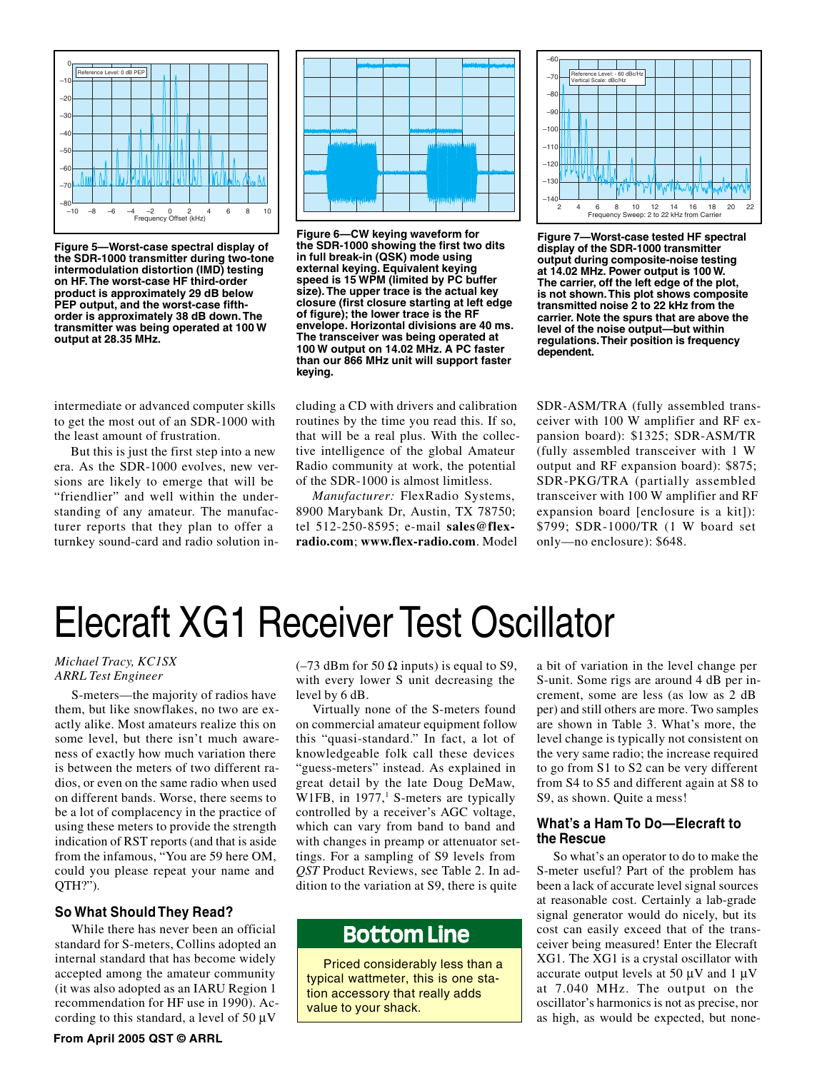Figure 5—Worst-case spectral display of the SDR-1000 transmitter during two-tone intermodulation distortion (IMD) testing on HF. The worst-case HF third-order product is approximately 29 dB below PEP output, and the worst-case fifth-order is approximately 38 dB down. The transmitter was being operated at 100 W output at 28.35 MHz.

Figure 6—CW keying waveform for the SDR-1000 showing the first two dits in full break-in (QSK) mode using external keying. Equivalent keying speed is 15 WPM (limited by PC buffer size). The upper trace is the actual key closure (first closure starting at left edge of figure); the lower trace is the RF envelope. Horizontal divisions are 40 ms. The transceiver was being operated at 100 W output on 14.02 MHz. A PC faster than our 866 MHz unit will support faster keying.

Figure 7—Worst-case tested HF spectral display of the SDR-1000 transmitter output during composite-noise testing at 14.02 MHz. Power output is 100 W. The carrier, off the left edge of the plot, is not shown. This plot shows composite transmitted noise 2 to 22 kHz from the carrier. Note the spurs that are above the level of the noise output—but within regulations. Their position is frequency dependent.

intermediate or advanced computer skills to get the most out of an SDR-1000 with the least amount of frustration.

But this is just the first step into a new era. As the SDR-1000 evolves, new versions are likely to emerge that will be "friendlier" and well within the understanding of any amateur. The manufacturer reports that they plan to offer a turnkey sound-card and radio solution including a CD with drivers and calibration routines by the time you read this. If so, that will be a real plus. With the collective intelligence of the global Amateur Radio community at work, the potential of the SDR-1000 is almost limitless.

*Manufacturer:* FlexRadio Systems, 8900 Marybank Dr, Austin, TX 78750; tel 512-250-8595; e-mail **sales@flex-radio.com**; **www.flex-radio.com**. Model SDR-ASM/TRA (fully assembled transceiver with 100 W amplifier and RF expansion board): $1325; SDR-ASM/TR (fully assembled transceiver with 1 W output and RF expansion board): $875; SDR-PKG/TRA (partially assembled transceiver with 100 W amplifier and RF expansion board [enclosure is a kit]): $799; SDR-1000/TR (1 W board set only—no enclosure): $648.

# Elecraft XG1 Receiver Test Oscillator

*Michael Tracy, KC1SX*
*ARRL Test Engineer*

S-meters—the majority of radios have them, but like snowflakes, no two are exactly alike. Most amateurs realize this on some level, but there isn't much awareness of exactly how much variation there is between the meters of two different radios, or even on the same radio when used on different bands. Worse, there seems to be a lot of complacency in the practice of using these meters to provide the strength indication of RST reports (and that is aside from the infamous, "You are 59 here OM, could you please repeat your name and QTH?").

## So What Should They Read?

While there has never been an official standard for S-meters, Collins adopted an internal standard that has become widely accepted among the amateur community (it was also adopted as an IARU Region 1 recommendation for HF use in 1990). According to this standard, a level of 50 µV (–73 dBm for 50 Ω inputs) is equal to S9, with every lower S unit decreasing the level by 6 dB.

Virtually none of the S-meters found on commercial amateur equipment follow this "quasi-standard." In fact, a lot of knowledgeable folk call these devices "guess-meters" instead. As explained in great detail by the late Doug DeMaw, W1FB, in 1977,[1] S-meters are typically controlled by a receiver's AGC voltage, which can vary from band to band and with changes in preamp or attenuator settings. For a sampling of S9 levels from *QST* Product Reviews, see Table 2. In addition to the variation at S9, there is quite a bit of variation in the level change per S-unit. Some rigs are around 4 dB per increment, some are less (as low as 2 dB per) and still others are more. Two samples are shown in Table 3. What's more, the level change is typically not consistent on the very same radio; the increase required to go from S1 to S2 can be very different from S4 to S5 and different again at S8 to S9, as shown. Quite a mess!

**Bottom Line**

Priced considerably less than a typical wattmeter, this is one station accessory that really adds value to your shack.

## What's a Ham To Do—Elecraft to the Rescue

So what's an operator to do to make the S-meter useful? Part of the problem has been a lack of accurate level signal sources at reasonable cost. Certainly a lab-grade signal generator would do nicely, but its cost can easily exceed that of the transceiver being measured! Enter the Elecraft XG1. The XG1 is a crystal oscillator with accurate output levels at 50 µV and 1 µV at 7.040 MHz. The output on the oscillator's harmonics is not as precise, nor as high, as would be expected, but none-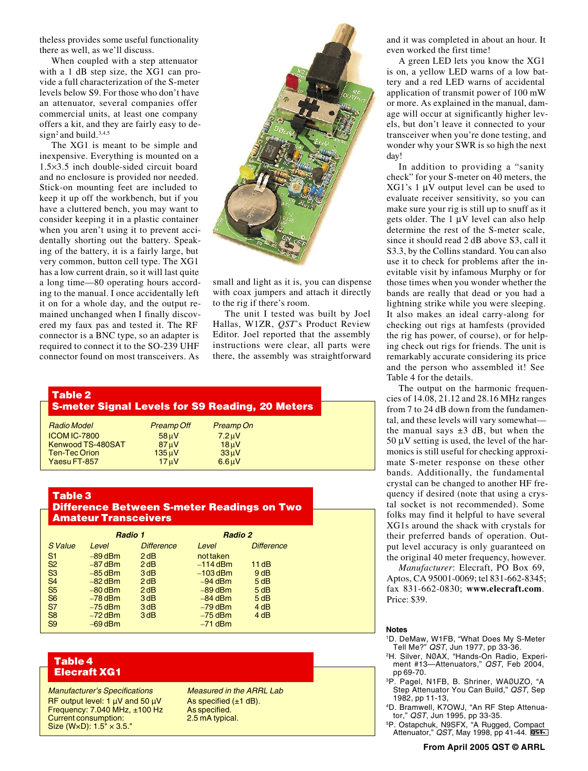theless provides some useful functionality there as well, as we'll discuss.

When coupled with a step attenuator with a 1 dB step size, the XG1 can provide a full characterization of the S-meter levels below S9. For those who don't have an attenuator, several companies offer commercial units, at least one company offers a kit, and they are fairly easy to design[2] and build.[3,4,5]

The XG1 is meant to be simple and inexpensive. Everything is mounted on a 1.5×3.5 inch double-sided circuit board and no enclosure is provided nor needed. Stick-on mounting feet are included to keep it up off the workbench, but if you have a cluttered bench, you may want to consider keeping it in a plastic container when you aren't using it to prevent accidentally shorting out the battery. Speaking of the battery, it is a fairly large, but very common, button cell type. The XG1 has a low current drain, so it will last quite a long time—80 operating hours according to the manual. I once accidentally left it on for a whole day, and the output remained unchanged when I finally discovered my faux pas and tested it. The RF connector is a BNC type, so an adapter is required to connect it to the SO-239 UHF connector found on most transceivers. As small and light as it is, you can dispense with coax jumpers and attach it directly to the rig if there's room.

The unit I tested was built by Joel Hallas, W1ZR, *QST*'s Product Review Editor. Joel reported that the assembly instructions were clear, all parts were there, the assembly was straightforward and it was completed in about an hour. It even worked the first time!

A green LED lets you know the XG1 is on, a yellow LED warns of a low battery and a red LED warns of accidental application of transmit power of 100 mW or more. As explained in the manual, damage will occur at significantly higher levels, but don't leave it connected to your transceiver when you're done testing, and wonder why your SWR is so high the next day!

In addition to providing a "sanity check" for your S-meter on 40 meters, the XG1's 1 µV output level can be used to evaluate receiver sensitivity, so you can make sure your rig is still up to snuff as it gets older. The 1 µV level can also help determine the rest of the S-meter scale, since it should read 2 dB above S3, call it S3.3, by the Collins standard. You can also use it to check for problems after the inevitable visit by infamous Murphy or for those times when you wonder whether the bands are really that dead or you had a lightning strike while you were sleeping. It also makes an ideal carry-along for checking out rigs at hamfests (provided the rig has power, of course), or for helping check out rigs for friends. The unit is remarkably accurate considering its price and the person who assembled it! See Table 4 for the details.

The output on the harmonic frequencies of 14.08, 21.12 and 28.16 MHz ranges from 7 to 24 dB down from the fundamental, and these levels will vary somewhat—the manual says ±3 dB, but when the 50 µV setting is used, the level of the harmonics is still useful for checking approximate S-meter response on these other bands. Additionally, the fundamental crystal can be changed to another HF frequency if desired (note that using a crystal socket is not recommended). Some folks may find it helpful to have several XG1s around the shack with crystals for their preferred bands of operation. Output level accuracy is only guaranteed on the original 40 meter frequency, however.

*Manufacturer*: Elecraft, PO Box 69, Aptos, CA 95001-0069; tel 831-662-8345; fax 831-662-0830; **www.elecraft.com**. Price: $39.

**Table 2**
**S-meter Signal Levels for S9 Reading, 20 Meters**

| *Radio Model* | *Preamp Off* | *Preamp On* |
|---|---|---|
| ICOM IC-7800 | 58 µV | 7.2 µV |
| Kenwood TS-480SAT | 87 µV | 18 µV |
| Ten-Tec Orion | 135 µV | 33 µV |
| Yaesu FT-857 | 17 µV | 6.6 µV |

**Table 3**
**Difference Between S-meter Readings on Two Amateur Transceivers**

| | *Radio 1* | | *Radio 2* | |
|---|---|---|---|---|
| *S Value* | *Level* | *Difference* | *Level* | *Difference* |
| S1 | –89 dBm | 2 dB | not taken | |
| S2 | –87 dBm | 2 dB | –114 dBm | 11 dB |
| S3 | –85 dBm | 3 dB | –103 dBm | 9 dB |
| S4 | –82 dBm | 2 dB | –94 dBm | 5 dB |
| S5 | –80 dBm | 2 dB | –89 dBm | 5 dB |
| S6 | –78 dBm | 3 dB | –84 dBm | 5 dB |
| S7 | –75 dBm | 3 dB | –79 dBm | 4 dB |
| S8 | –72 dBm | 3 dB | –75 dBm | 4 dB |
| S9 | –69 dBm | | –71 dBm | |

**Table 4**
**Elecraft XG1**

| *Manufacturer's Specifications* | *Measured in the ARRL Lab* |
|---|---|
| RF output level: 1 µV and 50 µV | As specified (±1 dB). |
| Frequency: 7.040 MHz, ±100 Hz | As specified. |
| Current consumption: | 2.5 mA typical. |
| Size (W×D): 1.5" × 3.5." | |

**Notes**

[1]D. DeMaw, W1FB, "What Does My S-Meter Tell Me?" *QST*, Jun 1977, pp 33-36.

[2]H. Silver, NØAX, "Hands-On Radio, Experiment #13—Attenuators," *QST*, Feb 2004, pp 69-70.

[3]P. Pagel, N1FB, B. Shriner, WAØUZO, "A Step Attenuator You Can Build," *QST*, Sep 1982, pp 11-13,

[4]D. Bramwell, K7OWJ, "An RF Step Attenuator," *QST*, Jun 1995, pp 33-35.

[5]P. Ostapchuk, N9SFX, "A Rugged, Compact Attenuator," *QST*, May 1998, pp 41-44.

From April 2005 QST © ARRL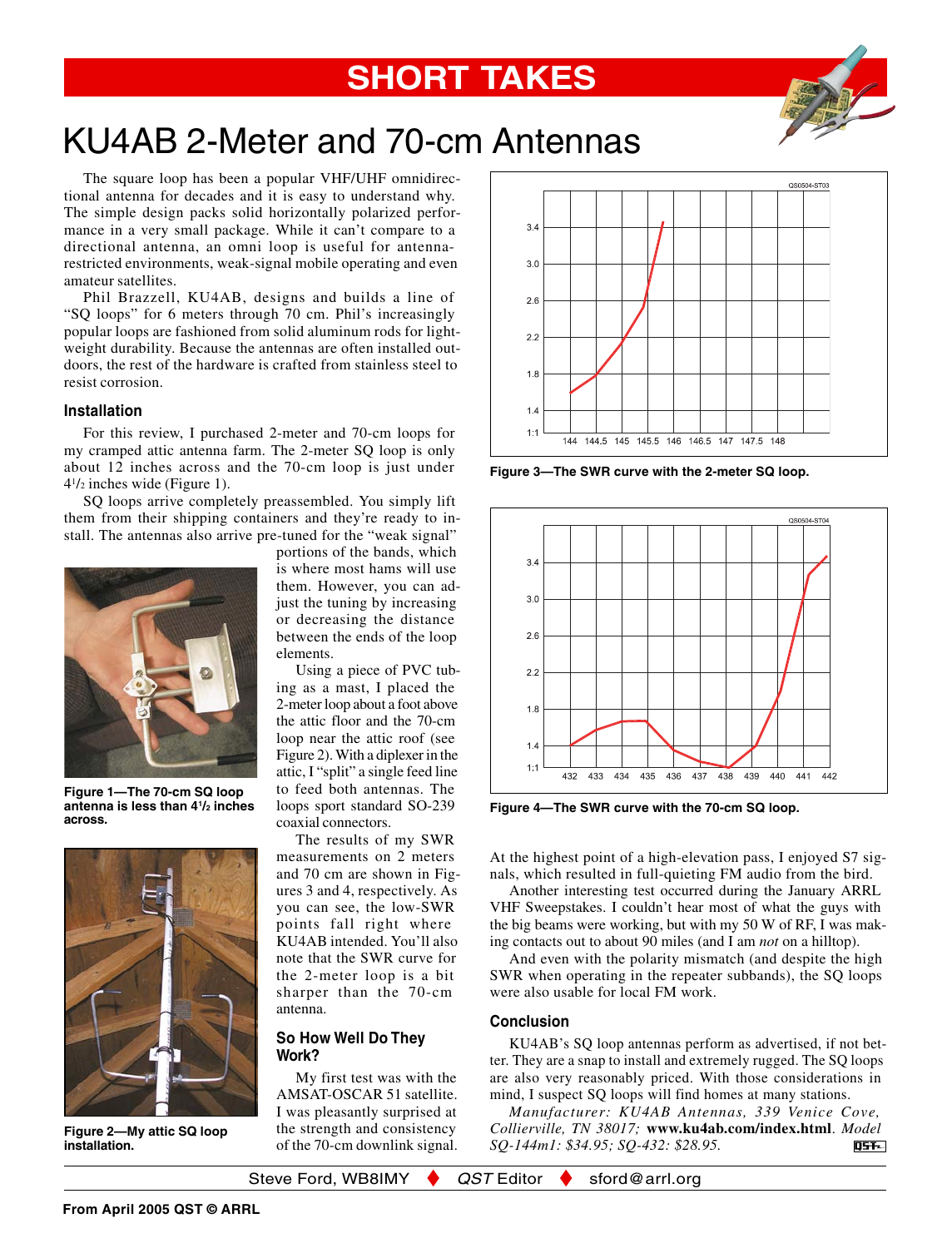# SHORT TAKES

# KU4AB 2-Meter and 70-cm Antennas

The square loop has been a popular VHF/UHF omnidirectional antenna for decades and it is easy to understand why. The simple design packs solid horizontally polarized performance in a very small package. While it can't compare to a directional antenna, an omni loop is useful for antenna-restricted environments, weak-signal mobile operating and even amateur satellites.

Phil Brazzell, KU4AB, designs and builds a line of "SQ loops" for 6 meters through 70 cm. Phil's increasingly popular loops are fashioned from solid aluminum rods for lightweight durability. Because the antennas are often installed outdoors, the rest of the hardware is crafted from stainless steel to resist corrosion.

## Installation

For this review, I purchased 2-meter and 70-cm loops for my cramped attic antenna farm. The 2-meter SQ loop is only about 12 inches across and the 70-cm loop is just under 4½ inches wide (Figure 1).

SQ loops arrive completely preassembled. You simply lift them from their shipping containers and they're ready to install. The antennas also arrive pre-tuned for the "weak signal" portions of the bands, which is where most hams will use them. However, you can adjust the tuning by increasing or decreasing the distance between the ends of the loop elements.

Figure 1—The 70-cm SQ loop antenna is less than 4½ inches across.

Using a piece of PVC tubing as a mast, I placed the 2-meter loop about a foot above the attic floor and the 70-cm loop near the attic roof (see Figure 2). With a diplexer in the attic, I "split" a single feed line to feed both antennas. The loops sport standard SO-239 coaxial connectors.

The results of my SWR measurements on 2 meters and 70 cm are shown in Figures 3 and 4, respectively. As you can see, the low-SWR points fall right where KU4AB intended. You'll also note that the SWR curve for the 2-meter loop is a bit sharper than the 70-cm antenna.

Figure 2—My attic SQ loop installation.

## So How Well Do They Work?

My first test was with the AMSAT-OSCAR 51 satellite. I was pleasantly surprised at the strength and consistency of the 70-cm downlink signal. At the highest point of a high-elevation pass, I enjoyed S7 signals, which resulted in full-quieting FM audio from the bird.

QS0504-ST03

3.4
3.0
2.6
2.2
1.8
1.4
1:1

144 144.5 145 145.5 146 146.5 147 147.5 148

Figure 3—The SWR curve with the 2-meter SQ loop.

QS0504-ST04

3.4
3.0
2.6
2.2
1.8
1.4
1:1

432 433 434 435 436 437 438 439 440 441 442

Figure 4—The SWR curve with the 70-cm SQ loop.

Another interesting test occurred during the January ARRL VHF Sweepstakes. I couldn't hear most of what the guys with the big beams were working, but with my 50 W of RF, I was making contacts out to about 90 miles (and I am *not* on a hilltop).

And even with the polarity mismatch (and despite the high SWR when operating in the repeater subbands), the SQ loops were also usable for local FM work.

## Conclusion

KU4AB's SQ loop antennas perform as advertised, if not better. They are a snap to install and extremely rugged. The SQ loops are also very reasonably priced. With those considerations in mind, I suspect SQ loops will find homes at many stations.

*Manufacturer: KU4AB Antennas, 339 Venice Cove, Collierville, TN 38017;* **www.ku4ab.com/index.html**. *Model SQ-144m1: $34.95; SQ-432: $28.95.*

Steve Ford, WB8IMY ♦ *QST* Editor ♦ sford@arrl.org

From April 2005 QST © ARRL